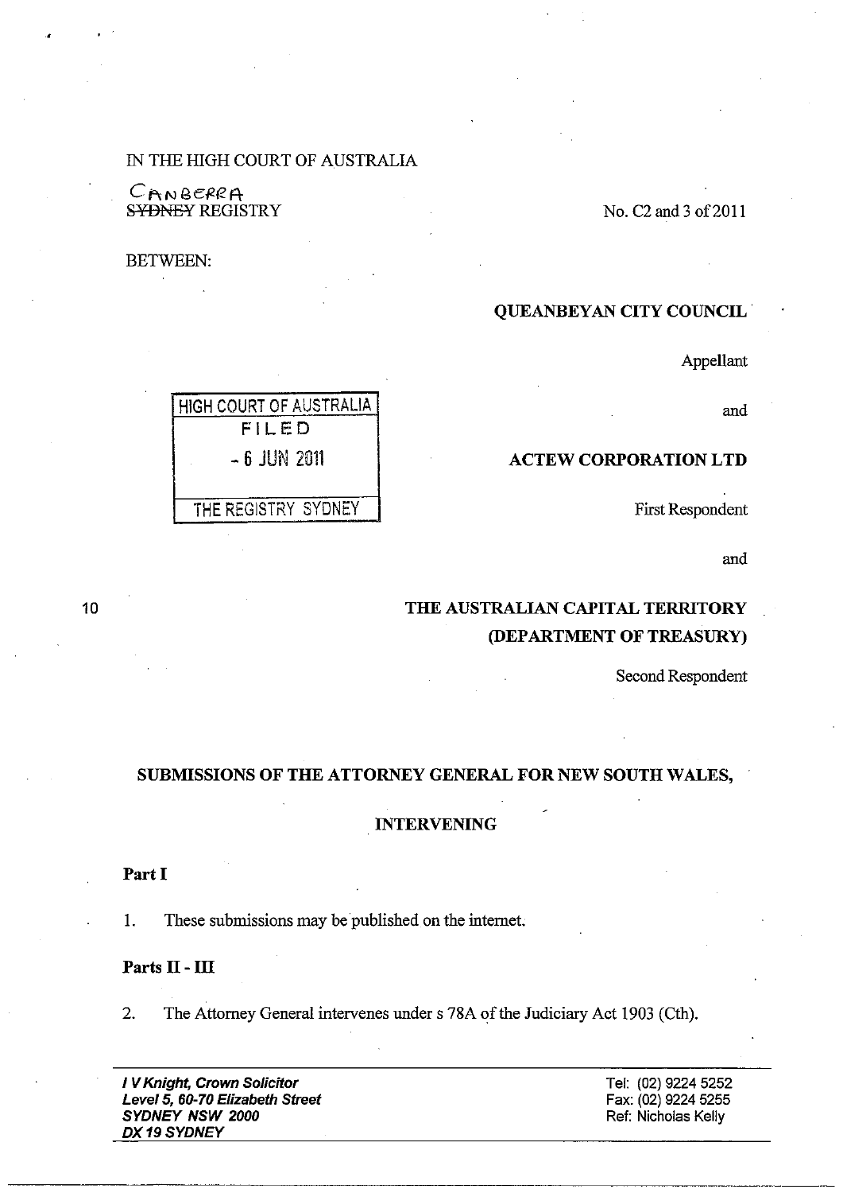IN THE HIGH COURT OF AUSTRALIA

CANBERRA
~~SYDNEY~~ REGISTRY

No. C2 and 3 of 2011

BETWEEN:

**QUEANBEYAN CITY COUNCIL**

Appellant

and

**ACTEW CORPORATION LTD**

First Respondent

and

**THE AUSTRALIAN CAPITAL TERRITORY**
**(DEPARTMENT OF TREASURY)**

Second Respondent

HIGH COURT OF AUSTRALIA
FILED
- 6 JUN 2011
THE REGISTRY SYDNEY

## SUBMISSIONS OF THE ATTORNEY GENERAL FOR NEW SOUTH WALES,

## INTERVENING

### Part I

1. These submissions may be published on the internet.

### Parts II - III

2. The Attorney General intervenes under s 78A of the Judiciary Act 1903 (Cth).

***I V Knight, Crown Solicitor***
***Level 5, 60-70 Elizabeth Street***
***SYDNEY NSW 2000***
***DX 19 SYDNEY***

Tel: (02) 9224 5252
Fax: (02) 9224 5255
Ref: Nicholas Kelly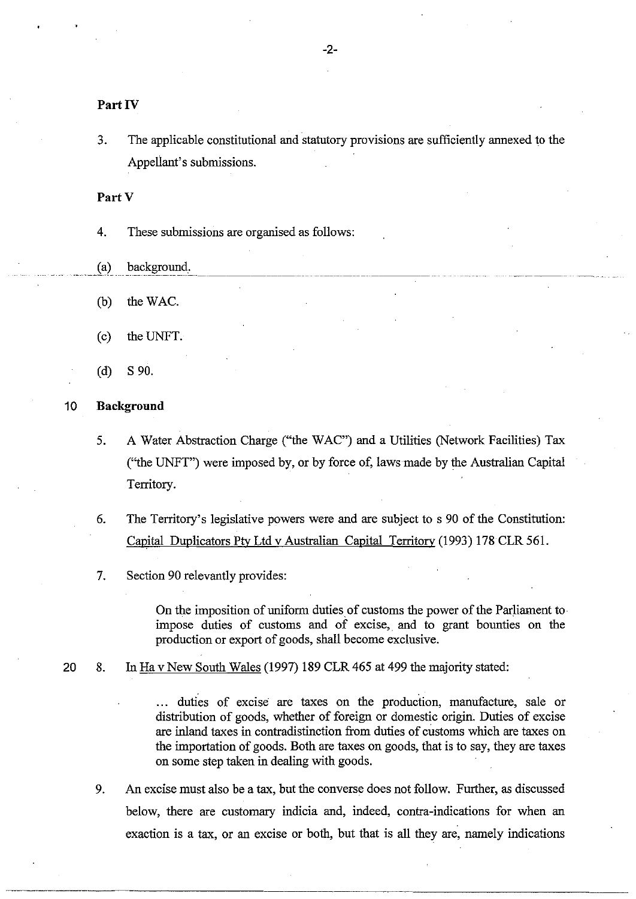**Part IV**

3. The applicable constitutional and statutory provisions are sufficiently annexed to the Appellant's submissions.

**Part V**

4. These submissions are organised as follows:

(a) background.

(b) the WAC.

(c) the UNFT.

(d) S 90.

**Background**

5. A Water Abstraction Charge ("the WAC") and a Utilities (Network Facilities) Tax ("the UNFT") were imposed by, or by force of, laws made by the Australian Capital Territory.

6. The Territory's legislative powers were and are subject to s 90 of the Constitution: Capital Duplicators Pty Ltd v Australian Capital Territory (1993) 178 CLR 561.

7. Section 90 relevantly provides:

> On the imposition of uniform duties of customs the power of the Parliament to impose duties of customs and of excise, and to grant bounties on the production or export of goods, shall become exclusive.

8. In Ha v New South Wales (1997) 189 CLR 465 at 499 the majority stated:

> ... duties of excise are taxes on the production, manufacture, sale or distribution of goods, whether of foreign or domestic origin. Duties of excise are inland taxes in contradistinction from duties of customs which are taxes on the importation of goods. Both are taxes on goods, that is to say, they are taxes on some step taken in dealing with goods.

9. An excise must also be a tax, but the converse does not follow. Further, as discussed below, there are customary indicia and, indeed, contra-indications for when an exaction is a tax, or an excise or both, but that is all they are, namely indications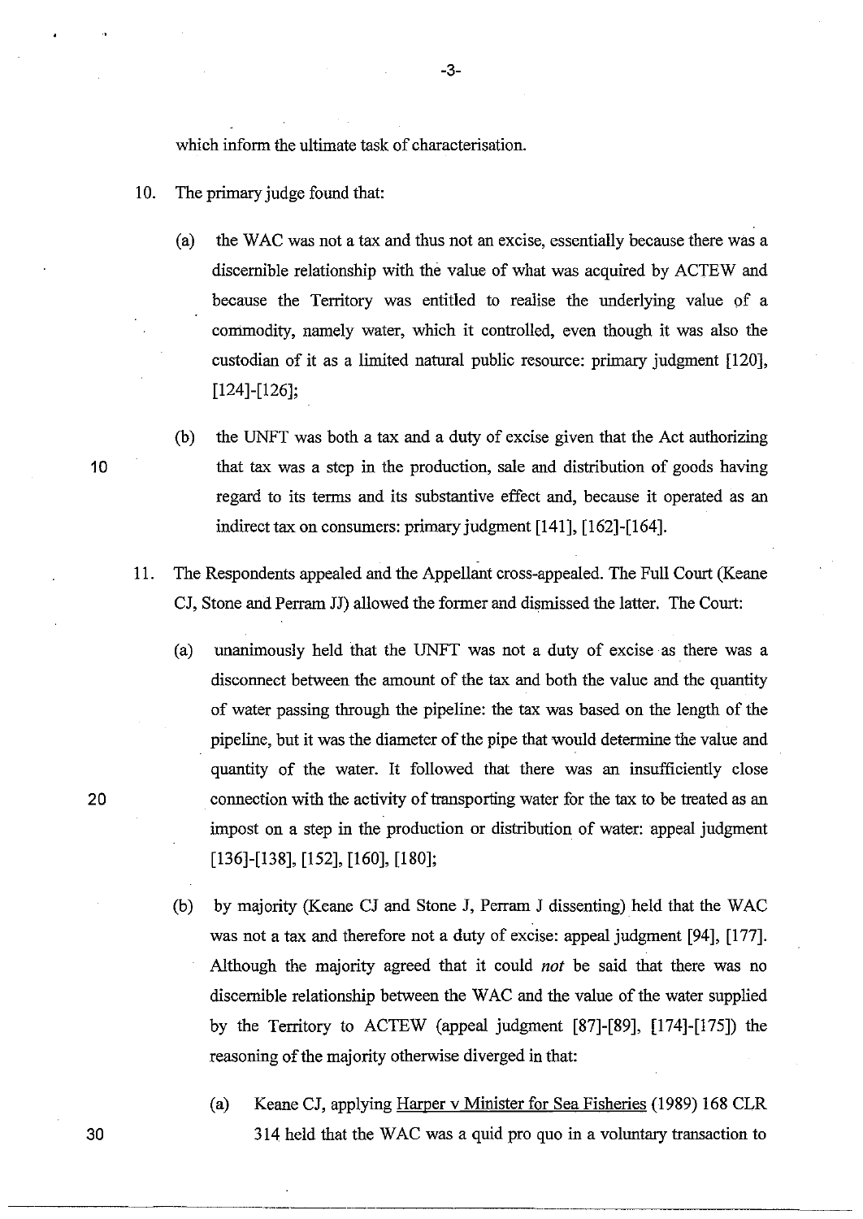which inform the ultimate task of characterisation.

10. The primary judge found that:

    (a) the WAC was not a tax and thus not an excise, essentially because there was a discernible relationship with the value of what was acquired by ACTEW and because the Territory was entitled to realise the underlying value of a commodity, namely water, which it controlled, even though it was also the custodian of it as a limited natural public resource: primary judgment [120], [124]-[126];

    (b) the UNFT was both a tax and a duty of excise given that the Act authorizing that tax was a step in the production, sale and distribution of goods having regard to its terms and its substantive effect and, because it operated as an indirect tax on consumers: primary judgment [141], [162]-[164].

11. The Respondents appealed and the Appellant cross-appealed. The Full Court (Keane CJ, Stone and Perram JJ) allowed the former and dismissed the latter. The Court:

    (a) unanimously held that the UNFT was not a duty of excise as there was a disconnect between the amount of the tax and both the value and the quantity of water passing through the pipeline: the tax was based on the length of the pipeline, but it was the diameter of the pipe that would determine the value and quantity of the water. It followed that there was an insufficiently close connection with the activity of transporting water for the tax to be treated as an impost on a step in the production or distribution of water: appeal judgment [136]-[138], [152], [160], [180];

    (b) by majority (Keane CJ and Stone J, Perram J dissenting) held that the WAC was not a tax and therefore not a duty of excise: appeal judgment [94], [177]. Although the majority agreed that it could *not* be said that there was no discernible relationship between the WAC and the value of the water supplied by the Territory to ACTEW (appeal judgment [87]-[89], [174]-[175]) the reasoning of the majority otherwise diverged in that:

        (a) Keane CJ, applying Harper v Minister for Sea Fisheries (1989) 168 CLR 314 held that the WAC was a quid pro quo in a voluntary transaction to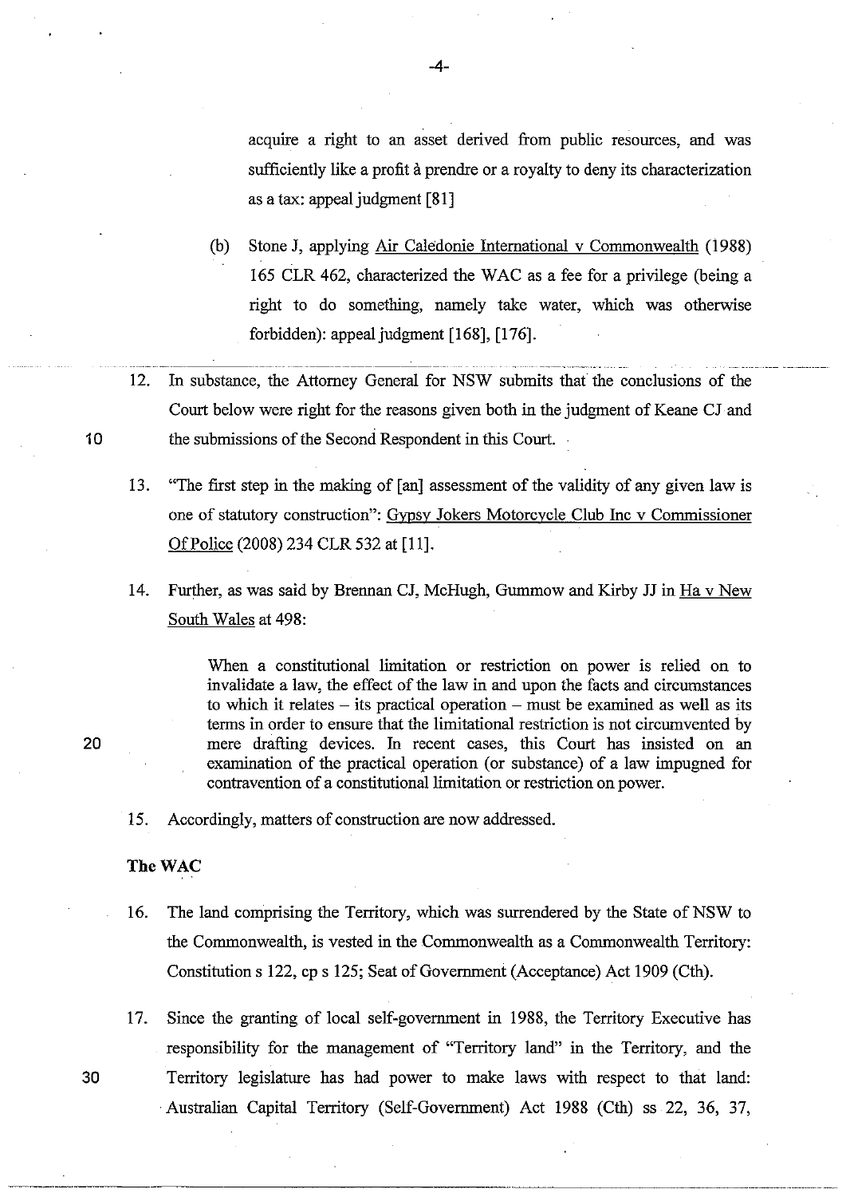acquire a right to an asset derived from public resources, and was sufficiently like a profit à prendre or a royalty to deny its characterization as a tax: appeal judgment [81]

(b) Stone J, applying Air Caledonie International v Commonwealth (1988) 165 CLR 462, characterized the WAC as a fee for a privilege (being a right to do something, namely take water, which was otherwise forbidden): appeal judgment [168], [176].

12. In substance, the Attorney General for NSW submits that the conclusions of the Court below were right for the reasons given both in the judgment of Keane CJ and the submissions of the Second Respondent in this Court.

13. "The first step in the making of [an] assessment of the validity of any given law is one of statutory construction": Gypsy Jokers Motorcycle Club Inc v Commissioner Of Police (2008) 234 CLR 532 at [11].

14. Further, as was said by Brennan CJ, McHugh, Gummow and Kirby JJ in Ha v New South Wales at 498:

> When a constitutional limitation or restriction on power is relied on to invalidate a law, the effect of the law in and upon the facts and circumstances to which it relates – its practical operation – must be examined as well as its terms in order to ensure that the limitational restriction is not circumvented by mere drafting devices. In recent cases, this Court has insisted on an examination of the practical operation (or substance) of a law impugned for contravention of a constitutional limitation or restriction on power.

15. Accordingly, matters of construction are now addressed.

**The WAC**

16. The land comprising the Territory, which was surrendered by the State of NSW to the Commonwealth, is vested in the Commonwealth as a Commonwealth Territory: Constitution s 122, cp s 125; Seat of Government (Acceptance) Act 1909 (Cth).

17. Since the granting of local self-government in 1988, the Territory Executive has responsibility for the management of "Territory land" in the Territory, and the Territory legislature has had power to make laws with respect to that land: Australian Capital Territory (Self-Government) Act 1988 (Cth) ss 22, 36, 37,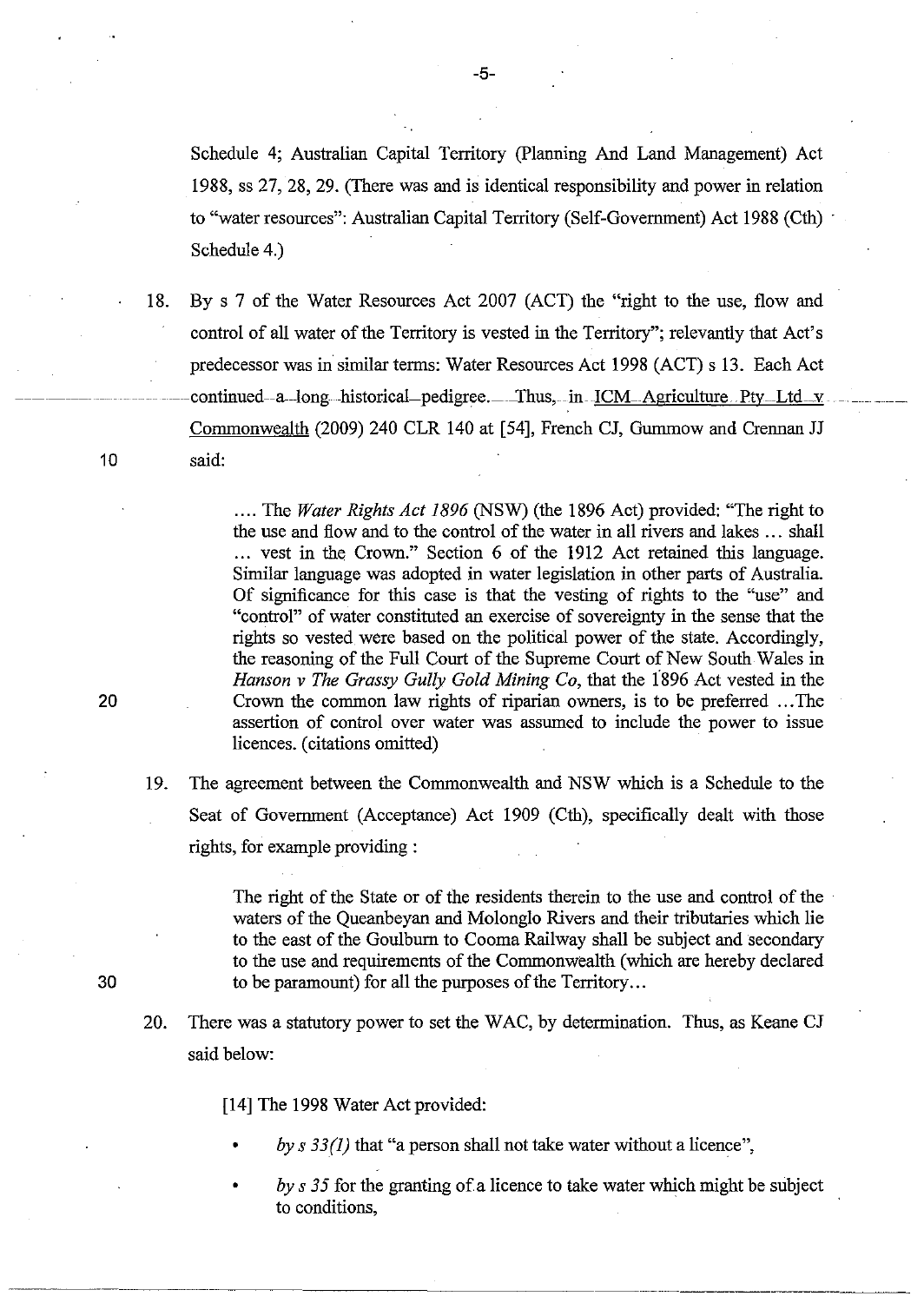Schedule 4; Australian Capital Territory (Planning And Land Management) Act 1988, ss 27, 28, 29. (There was and is identical responsibility and power in relation to "water resources": Australian Capital Territory (Self-Government) Act 1988 (Cth) Schedule 4.)

18. By s 7 of the Water Resources Act 2007 (ACT) the "right to the use, flow and control of all water of the Territory is vested in the Territory"; relevantly that Act's predecessor was in similar terms: Water Resources Act 1998 (ACT) s 13. Each Act continued a long historical pedigree. Thus, in ICM Agriculture Pty Ltd v Commonwealth (2009) 240 CLR 140 at [54], French CJ, Gummow and Crennan JJ said:

> .... The *Water Rights Act 1896* (NSW) (the 1896 Act) provided: "The right to the use and flow and to the control of the water in all rivers and lakes ... shall ... vest in the Crown." Section 6 of the 1912 Act retained this language. Similar language was adopted in water legislation in other parts of Australia. Of significance for this case is that the vesting of rights to the "use" and "control" of water constituted an exercise of sovereignty in the sense that the rights so vested were based on the political power of the state. Accordingly, the reasoning of the Full Court of the Supreme Court of New South Wales in *Hanson v The Grassy Gully Gold Mining Co*, that the 1896 Act vested in the Crown the common law rights of riparian owners, is to be preferred ...The assertion of control over water was assumed to include the power to issue licences. (citations omitted)

19. The agreement between the Commonwealth and NSW which is a Schedule to the Seat of Government (Acceptance) Act 1909 (Cth), specifically dealt with those rights, for example providing :

> The right of the State or of the residents therein to the use and control of the waters of the Queanbeyan and Molonglo Rivers and their tributaries which lie to the east of the Goulburn to Cooma Railway shall be subject and secondary to the use and requirements of the Commonwealth (which are hereby declared to be paramount) for all the purposes of the Territory...

20. There was a statutory power to set the WAC, by determination. Thus, as Keane CJ said below:

> [14] The 1998 Water Act provided:
>
> - *by s 33(1)* that "a person shall not take water without a licence",
> - *by s 35* for the granting of a licence to take water which might be subject to conditions,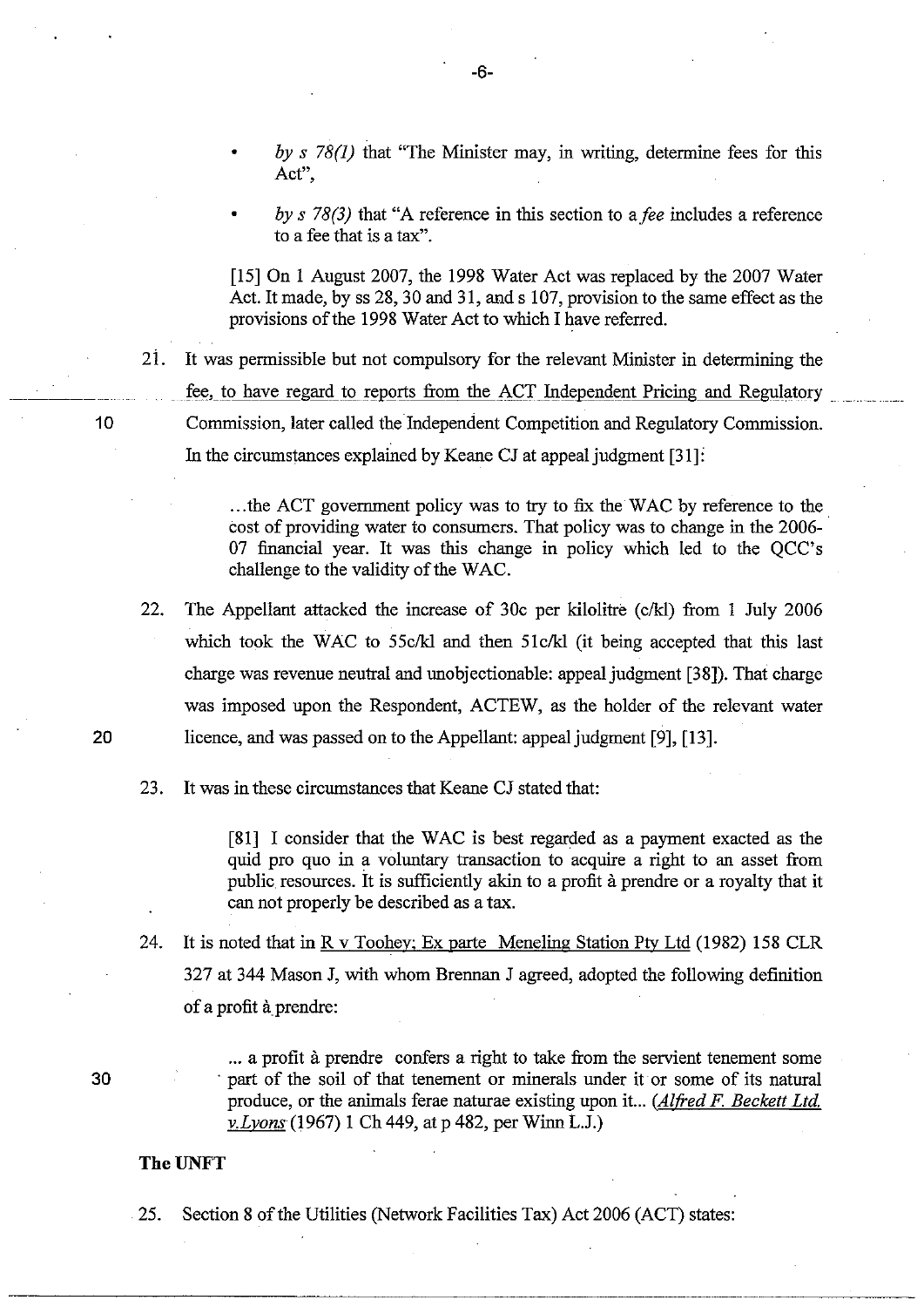- *by s 78(1)* that "The Minister may, in writing, determine fees for this Act",

- *by s 78(3)* that "A reference in this section to a *fee* includes a reference to a fee that is a tax".

> [15] On 1 August 2007, the 1998 Water Act was replaced by the 2007 Water Act. It made, by ss 28, 30 and 31, and s 107, provision to the same effect as the provisions of the 1998 Water Act to which I have referred.

21. It was permissible but not compulsory for the relevant Minister in determining the fee, to have regard to reports from the ACT Independent Pricing and Regulatory Commission, later called the Independent Competition and Regulatory Commission. In the circumstances explained by Keane CJ at appeal judgment [31]:

> ...the ACT government policy was to try to fix the WAC by reference to the cost of providing water to consumers. That policy was to change in the 2006-07 financial year. It was this change in policy which led to the QCC's challenge to the validity of the WAC.

22. The Appellant attacked the increase of 30c per kilolitre (c/kl) from 1 July 2006 which took the WAC to 55c/kl and then 51c/kl (it being accepted that this last charge was revenue neutral and unobjectionable: appeal judgment [38]). That charge was imposed upon the Respondent, ACTEW, as the holder of the relevant water licence, and was passed on to the Appellant: appeal judgment [9], [13].

23. It was in these circumstances that Keane CJ stated that:

> [81] I consider that the WAC is best regarded as a payment exacted as the quid pro quo in a voluntary transaction to acquire a right to an asset from public resources. It is sufficiently akin to a profit à prendre or a royalty that it can not properly be described as a tax.

24. It is noted that in R v Toohey; Ex parte Meneling Station Pty Ltd (1982) 158 CLR 327 at 344 Mason J, with whom Brennan J agreed, adopted the following definition of a profit à prendre:

> ... a profit à prendre confers a right to take from the servient tenement some part of the soil of that tenement or minerals under it or some of its natural produce, or the animals ferae naturae existing upon it... (*Alfred F. Beckett Ltd. v.Lyons* (1967) 1 Ch 449, at p 482, per Winn L.J.)

**The UNFT**

25. Section 8 of the Utilities (Network Facilities Tax) Act 2006 (ACT) states: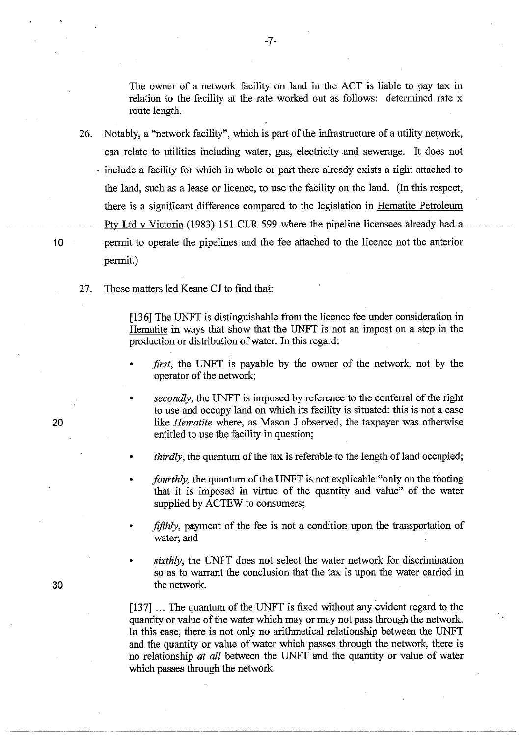The owner of a network facility on land in the ACT is liable to pay tax in relation to the facility at the rate worked out as follows: determined rate x route length.

26. Notably, a "network facility", which is part of the infrastructure of a utility network, can relate to utilities including water, gas, electricity and sewerage. It does not include a facility for which in whole or part there already exists a right attached to the land, such as a lease or licence, to use the facility on the land. (In this respect, there is a significant difference compared to the legislation in Hematite Petroleum Pty Ltd v Victoria (1983) 151 CLR 599 where the pipeline licensees already had a permit to operate the pipelines and the fee attached to the licence not the anterior permit.)

27. These matters led Keane CJ to find that:

> [136] The UNFT is distinguishable from the licence fee under consideration in Hematite in ways that show that the UNFT is not an impost on a step in the production or distribution of water. In this regard:
>
> - *first*, the UNFT is payable by the owner of the network, not by the operator of the network;
> - *secondly*, the UNFT is imposed by reference to the conferral of the right to use and occupy land on which its facility is situated: this is not a case like *Hematite* where, as Mason J observed, the taxpayer was otherwise entitled to use the facility in question;
> - *thirdly*, the quantum of the tax is referable to the length of land occupied;
> - *fourthly*, the quantum of the UNFT is not explicable "only on the footing that it is imposed in virtue of the quantity and value" of the water supplied by ACTEW to consumers;
> - *fifthly*, payment of the fee is not a condition upon the transportation of water; and
> - *sixthly*, the UNFT does not select the water network for discrimination so as to warrant the conclusion that the tax is upon the water carried in the network.
>
> [137] ... The quantum of the UNFT is fixed without any evident regard to the quantity or value of the water which may or may not pass through the network. In this case, there is not only no arithmetical relationship between the UNFT and the quantity or value of water which passes through the network, there is no relationship *at all* between the UNFT and the quantity or value of water which passes through the network.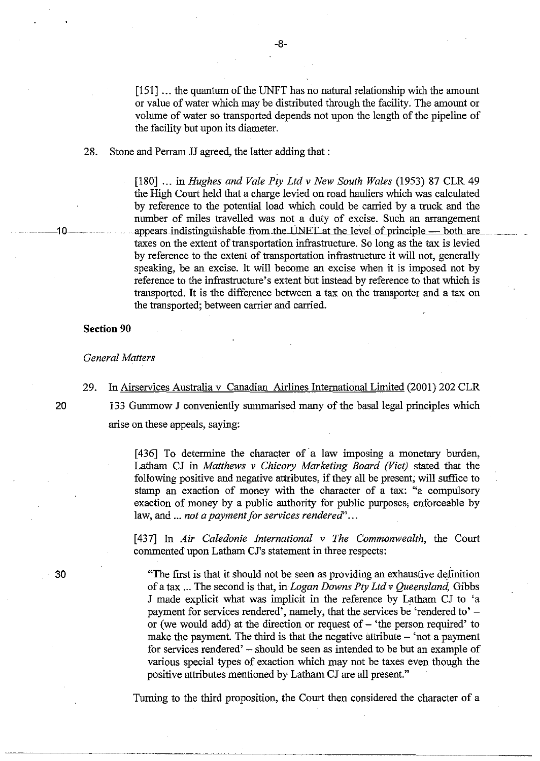> [151] ... the quantum of the UNFT has no natural relationship with the amount or value of water which may be distributed through the facility. The amount or volume of water so transported depends not upon the length of the pipeline of the facility but upon its diameter.

28. Stone and Perram JJ agreed, the latter adding that :

> [180] ... in *Hughes and Vale Pty Ltd v New South Wales* (1953) 87 CLR 49 the High Court held that a charge levied on road hauliers which was calculated by reference to the potential load which could be carried by a truck and the number of miles travelled was not a duty of excise. Such an arrangement appears indistinguishable from the UNFT at the level of principle — both are taxes on the extent of transportation infrastructure. So long as the tax is levied by reference to the extent of transportation infrastructure it will not, generally speaking, be an excise. It will become an excise when it is imposed not by reference to the infrastructure's extent but instead by reference to that which is transported. It is the difference between a tax on the transporter and a tax on the transported; between carrier and carried.

**Section 90**

*General Matters*

29. In Airservices Australia v Canadian Airlines International Limited (2001) 202 CLR 133 Gummow J conveniently summarised many of the basal legal principles which arise on these appeals, saying:

> [436] To determine the character of a law imposing a monetary burden, Latham CJ in *Matthews v Chicory Marketing Board (Vict)* stated that the following positive and negative attributes, if they all be present, will suffice to stamp an exaction of money with the character of a tax: "a compulsory exaction of money by a public authority for public purposes, enforceable by law, and ... *not a payment for services rendered*"...
>
> [437] In *Air Caledonie International v The Commonwealth,* the Court commented upon Latham CJ's statement in three respects:
>
> > "The first is that it should not be seen as providing an exhaustive definition of a tax ... The second is that, in *Logan Downs Pty Ltd v Queensland,* Gibbs J made explicit what was implicit in the reference by Latham CJ to 'a payment for services rendered', namely, that the services be 'rendered to' – or (we would add) at the direction or request of – 'the person required' to make the payment. The third is that the negative attribute – 'not a payment for services rendered' – should be seen as intended to be but an example of various special types of exaction which may not be taxes even though the positive attributes mentioned by Latham CJ are all present."
>
> Turning to the third proposition, the Court then considered the character of a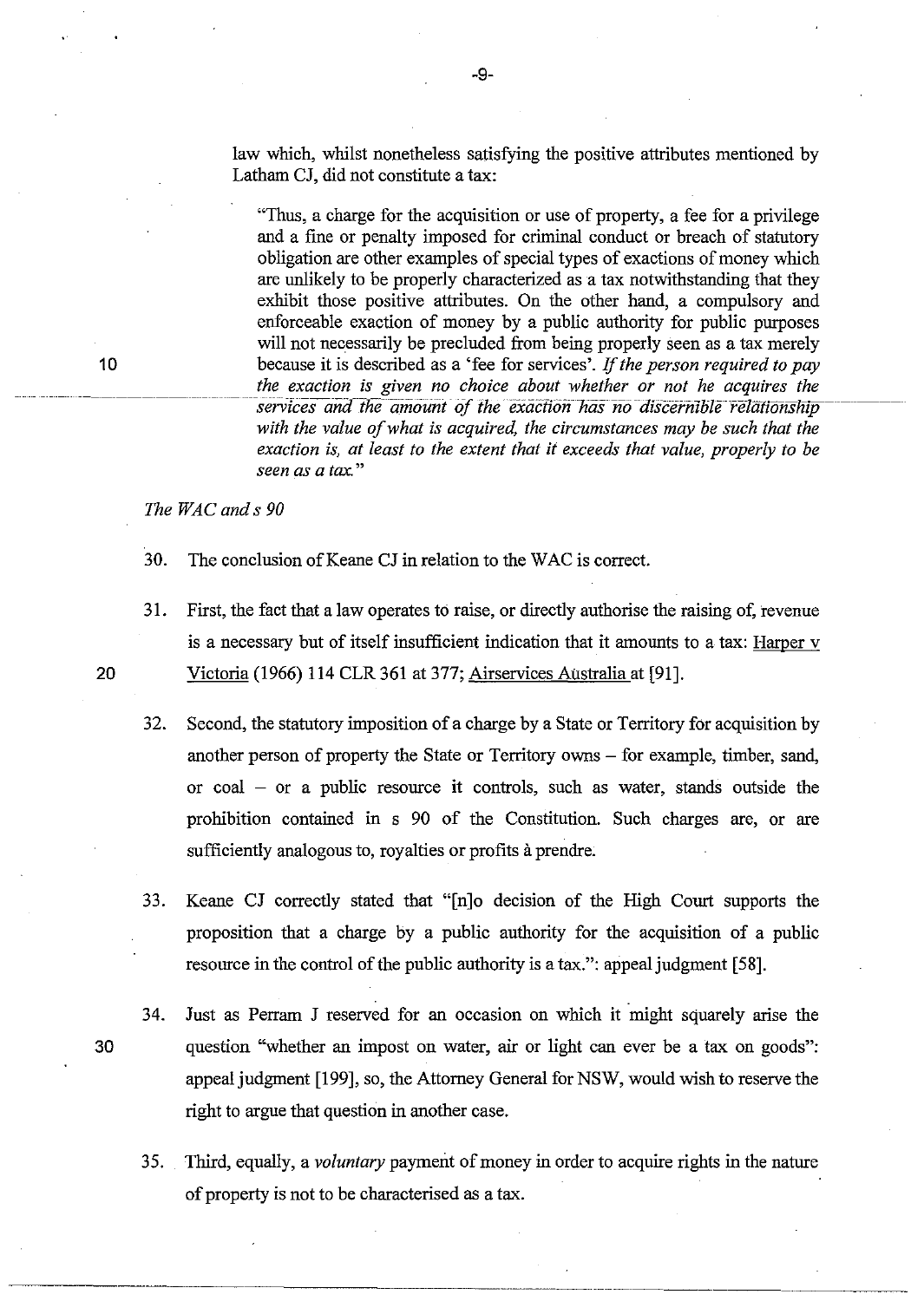law which, whilst nonetheless satisfying the positive attributes mentioned by Latham CJ, did not constitute a tax:

> "Thus, a charge for the acquisition or use of property, a fee for a privilege and a fine or penalty imposed for criminal conduct or breach of statutory obligation are other examples of special types of exactions of money which are unlikely to be properly characterized as a tax notwithstanding that they exhibit those positive attributes. On the other hand, a compulsory and enforceable exaction of money by a public authority for public purposes will not necessarily be precluded from being properly seen as a tax merely because it is described as a 'fee for services'. *If the person required to pay the exaction is given no choice about whether or not he acquires the services and the amount of the exaction has no discernible relationship with the value of what is acquired, the circumstances may be such that the exaction is, at least to the extent that it exceeds that value, properly to be seen as a tax.*"

*The WAC and s 90*

30. The conclusion of Keane CJ in relation to the WAC is correct.

31. First, the fact that a law operates to raise, or directly authorise the raising of, revenue is a necessary but of itself insufficient indication that it amounts to a tax: Harper v Victoria (1966) 114 CLR 361 at 377; Airservices Australia at [91].

32. Second, the statutory imposition of a charge by a State or Territory for acquisition by another person of property the State or Territory owns – for example, timber, sand, or coal – or a public resource it controls, such as water, stands outside the prohibition contained in s 90 of the Constitution. Such charges are, or are sufficiently analogous to, royalties or profits à prendre.

33. Keane CJ correctly stated that "[n]o decision of the High Court supports the proposition that a charge by a public authority for the acquisition of a public resource in the control of the public authority is a tax.": appeal judgment [58].

34. Just as Perram J reserved for an occasion on which it might squarely arise the question "whether an impost on water, air or light can ever be a tax on goods": appeal judgment [199], so, the Attorney General for NSW, would wish to reserve the right to argue that question in another case.

35. Third, equally, a *voluntary* payment of money in order to acquire rights in the nature of property is not to be characterised as a tax.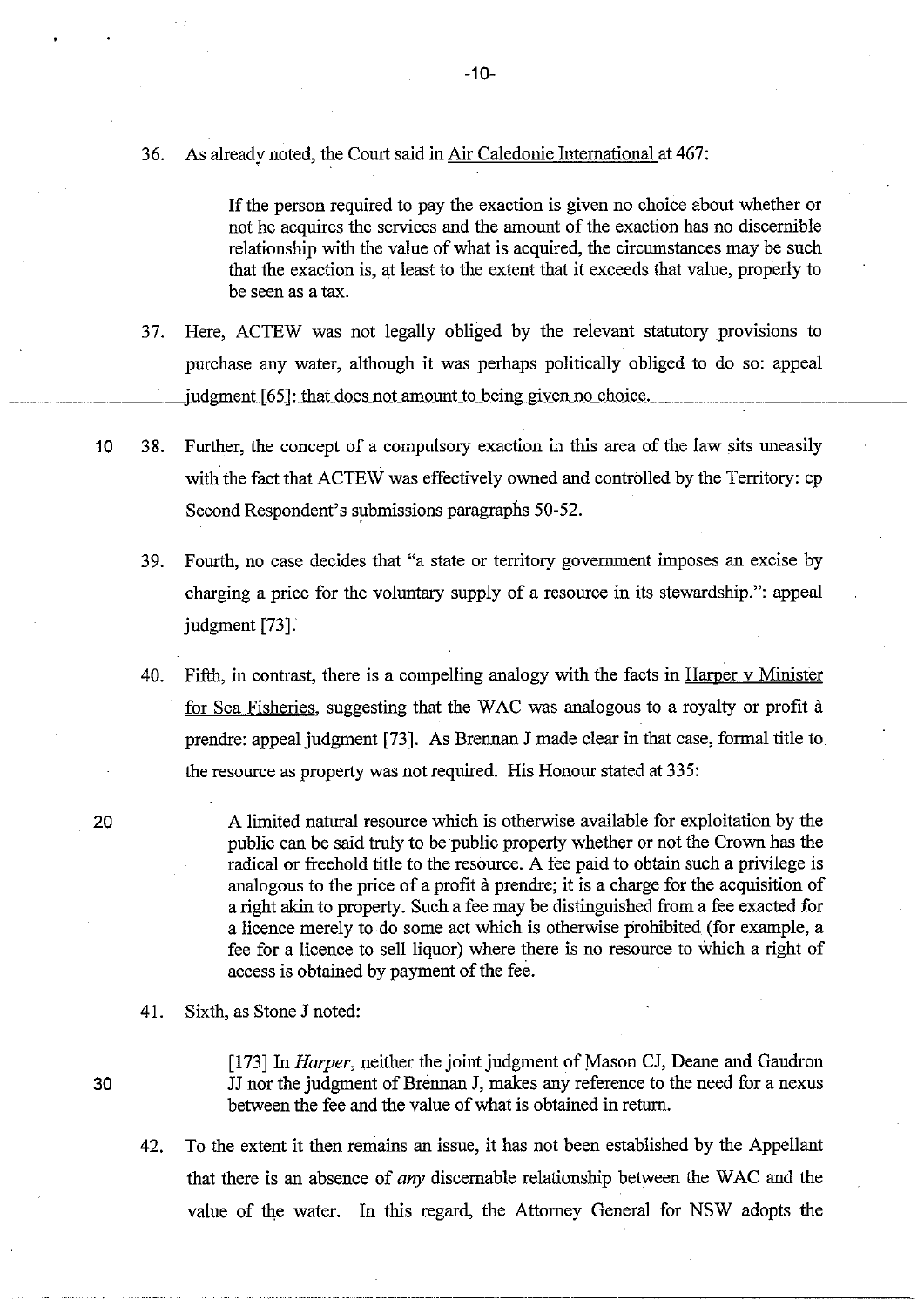36. As already noted, the Court said in Air Caledonie International at 467:

> If the person required to pay the exaction is given no choice about whether or not he acquires the services and the amount of the exaction has no discernible relationship with the value of what is acquired, the circumstances may be such that the exaction is, at least to the extent that it exceeds that value, properly to be seen as a tax.

37. Here, ACTEW was not legally obliged by the relevant statutory provisions to purchase any water, although it was perhaps politically obliged to do so: appeal judgment [65]: that does not amount to being given no choice.

38. Further, the concept of a compulsory exaction in this area of the law sits uneasily with the fact that ACTEW was effectively owned and controlled by the Territory: cp Second Respondent's submissions paragraphs 50-52.

39. Fourth, no case decides that "a state or territory government imposes an excise by charging a price for the voluntary supply of a resource in its stewardship.": appeal judgment [73].

40. Fifth, in contrast, there is a compelling analogy with the facts in Harper v Minister for Sea Fisheries, suggesting that the WAC was analogous to a royalty or profit à prendre: appeal judgment [73]. As Brennan J made clear in that case, formal title to the resource as property was not required. His Honour stated at 335:

> A limited natural resource which is otherwise available for exploitation by the public can be said truly to be public property whether or not the Crown has the radical or freehold title to the resource. A fee paid to obtain such a privilege is analogous to the price of a profit à prendre; it is a charge for the acquisition of a right akin to property. Such a fee may be distinguished from a fee exacted for a licence merely to do some act which is otherwise prohibited (for example, a fee for a licence to sell liquor) where there is no resource to which a right of access is obtained by payment of the fee.

41. Sixth, as Stone J noted:

> [173] In *Harper*, neither the joint judgment of Mason CJ, Deane and Gaudron JJ nor the judgment of Brennan J, makes any reference to the need for a nexus between the fee and the value of what is obtained in return.

42. To the extent it then remains an issue, it has not been established by the Appellant that there is an absence of *any* discernable relationship between the WAC and the value of the water. In this regard, the Attorney General for NSW adopts the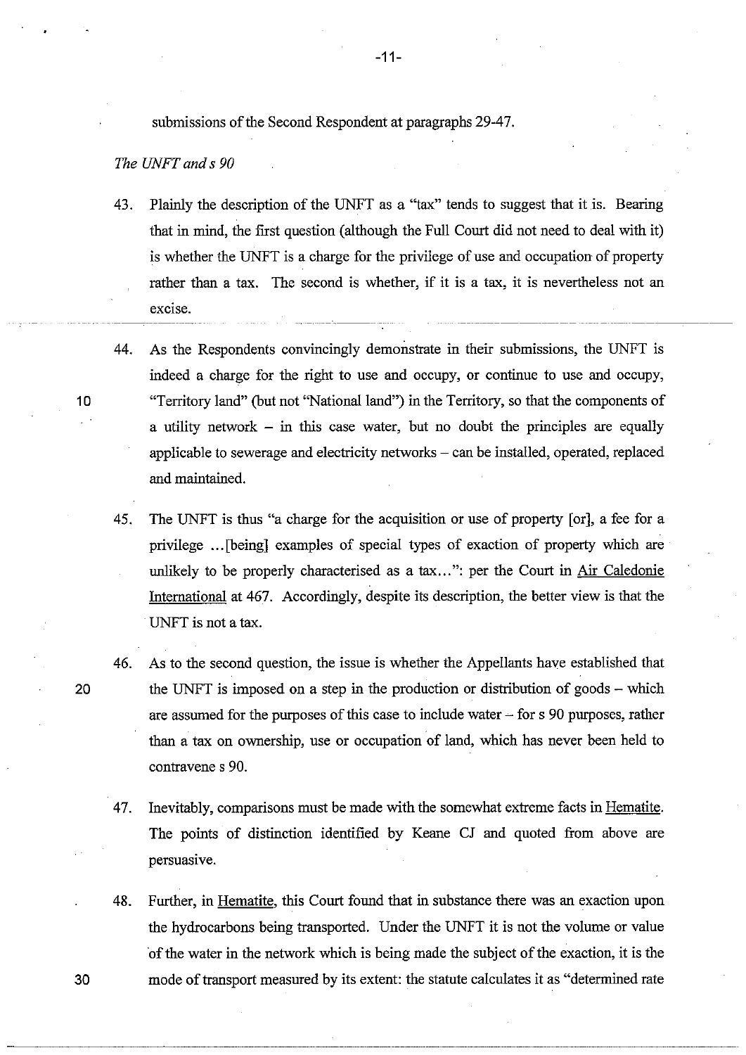submissions of the Second Respondent at paragraphs 29-47.

*The UNFT and s 90*

43. Plainly the description of the UNFT as a "tax" tends to suggest that it is. Bearing that in mind, the first question (although the Full Court did not need to deal with it) is whether the UNFT is a charge for the privilege of use and occupation of property rather than a tax. The second is whether, if it is a tax, it is nevertheless not an excise.

44. As the Respondents convincingly demonstrate in their submissions, the UNFT is indeed a charge for the right to use and occupy, or continue to use and occupy, "Territory land" (but not "National land") in the Territory, so that the components of a utility network – in this case water, but no doubt the principles are equally applicable to sewerage and electricity networks – can be installed, operated, replaced and maintained.

45. The UNFT is thus "a charge for the acquisition or use of property [or], a fee for a privilege ...[being] examples of special types of exaction of property which are unlikely to be properly characterised as a tax...": per the Court in Air Caledonie International at 467. Accordingly, despite its description, the better view is that the UNFT is not a tax.

46. As to the second question, the issue is whether the Appellants have established that the UNFT is imposed on a step in the production or distribution of goods – which are assumed for the purposes of this case to include water – for s 90 purposes, rather than a tax on ownership, use or occupation of land, which has never been held to contravene s 90.

47. Inevitably, comparisons must be made with the somewhat extreme facts in Hematite. The points of distinction identified by Keane CJ and quoted from above are persuasive.

48. Further, in Hematite, this Court found that in substance there was an exaction upon the hydrocarbons being transported. Under the UNFT it is not the volume or value of the water in the network which is being made the subject of the exaction, it is the mode of transport measured by its extent: the statute calculates it as "determined rate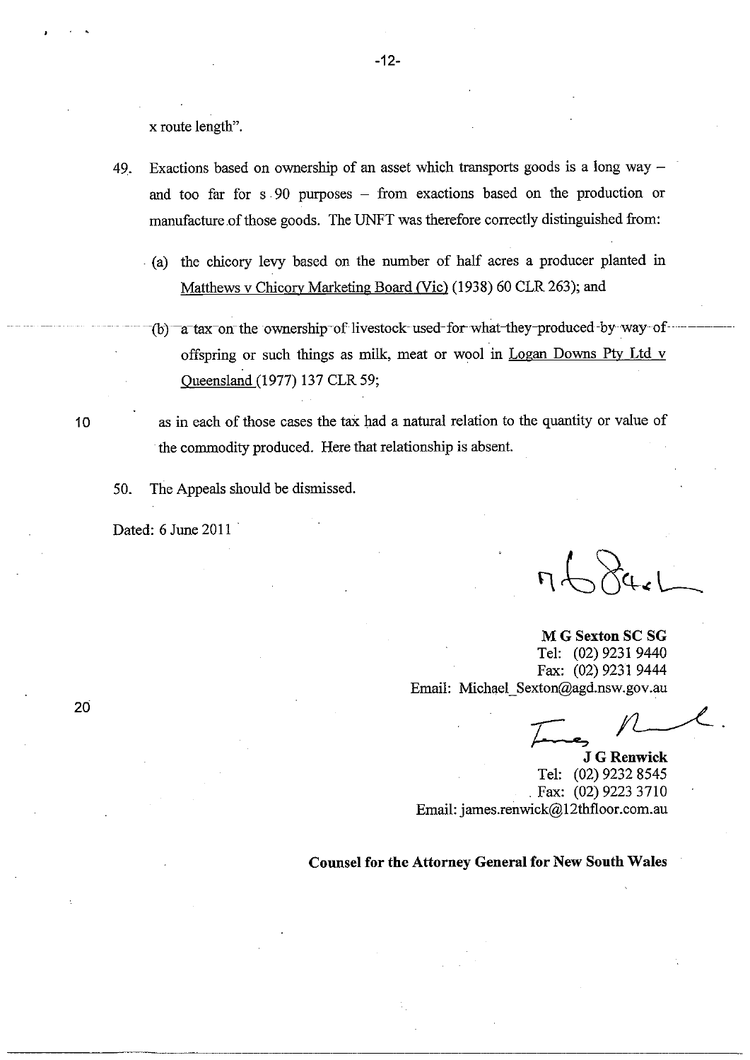x route length".

49. Exactions based on ownership of an asset which transports goods is a long way – and too far for s 90 purposes – from exactions based on the production or manufacture of those goods. The UNFT was therefore correctly distinguished from:

 (a) the chicory levy based on the number of half acres a producer planted in Matthews v Chicory Marketing Board (Vic) (1938) 60 CLR 263); and

 (b) a tax on the ownership of livestock used for what they produced by way of offspring or such things as milk, meat or wool in Logan Downs Pty Ltd v Queensland (1977) 137 CLR 59;

 as in each of those cases the tax had a natural relation to the quantity or value of the commodity produced. Here that relationship is absent.

50. The Appeals should be dismissed.

Dated: 6 June 2011

**M G Sexton SC SG**
Tel: (02) 9231 9440
Fax: (02) 9231 9444
Email: Michael_Sexton@agd.nsw.gov.au

**J G Renwick**
Tel: (02) 9232 8545
Fax: (02) 9223 3710
Email: james.renwick@12thfloor.com.au

**Counsel for the Attorney General for New South Wales**